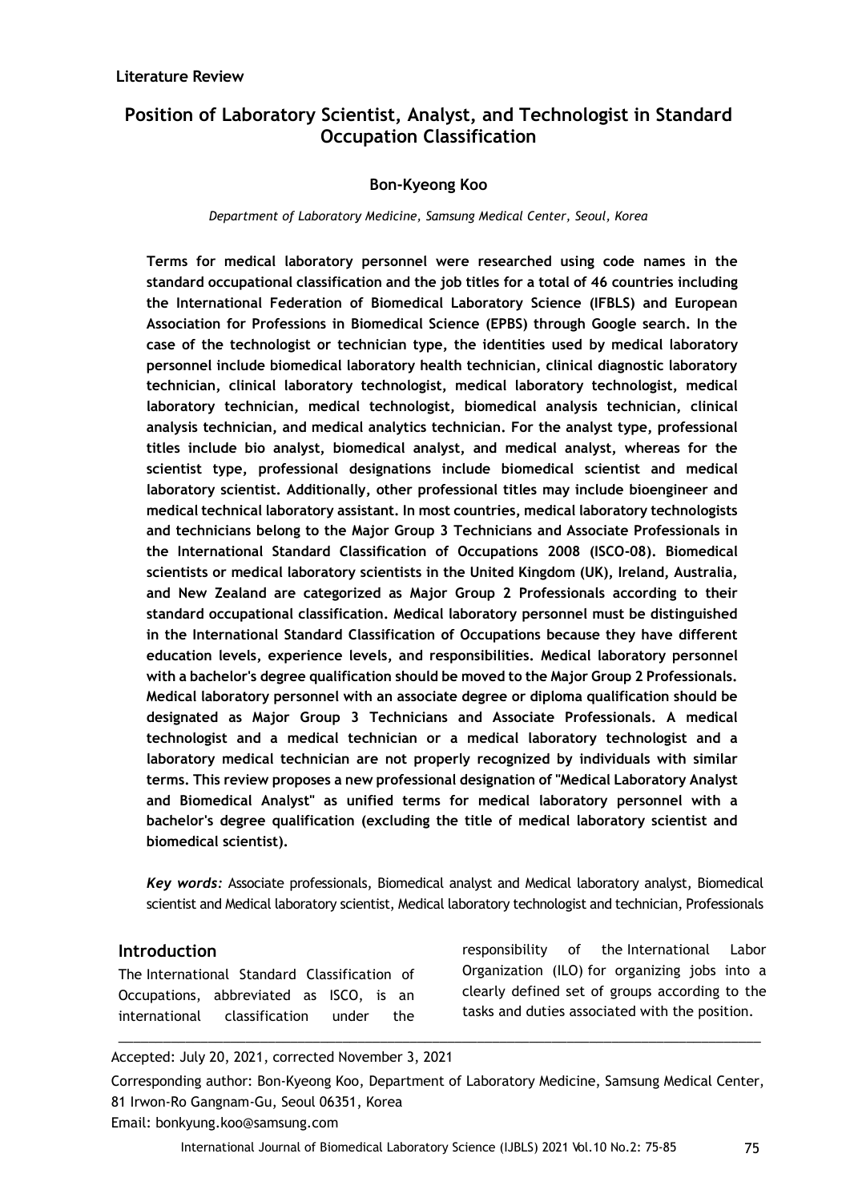**Literature Review**

# Position of Laboratory Scientist, Analyst, and Technologist in Standard Occupation Classification

**Bon-Kyeong Koo**

*Department of Laboratory Medicine, Samsung Medical Center, Seoul, Korea*

**Terms for medical laboratory personnel were researched using code names in the standard occupational classification and the job titles for a total of 46 countries including the International Federation of Biomedical Laboratory Science (IFBLS) and European Association for Professions in Biomedical Science (EPBS) through Google search. In the case of the technologist or technician type, the identities used by medical laboratory personnel include biomedical laboratory health technician, clinical diagnostic laboratory technician, clinical laboratory technologist, medical laboratory technologist, medical laboratory technician, medical technologist, biomedical analysis technician, clinical analysis technician, and medical analytics technician. For the analyst type, professional titles include bio analyst, biomedical analyst, and medical analyst, whereas for the scientist type, professional designations include biomedical scientist and medical laboratory scientist. Additionally, other professional titles may include bioengineer and medical technical laboratory assistant. In most countries, medical laboratory technologists and technicians belong to the Major Group 3 Technicians and Associate Professionals in the International Standard Classification of Occupations 2008 (ISCO-08). Biomedical scientists or medical laboratory scientists in the United Kingdom (UK), Ireland, Australia, and New Zealand are categorized as Major Group 2 Professionals according to their standard occupational classification. Medical laboratory personnel must be distinguished in the International Standard Classification of Occupations because they have different education levels, experience levels, and responsibilities. Medical laboratory personnel with a bachelor's degree qualification should be moved to the Major Group 2 Professionals. Medical laboratory personnel with an associate degree or diploma qualification should be designated as Major Group 3 Technicians and Associate Professionals. A medical technologist and a medical technician or a medical laboratory technologist and a laboratory medical technician are not properly recognized by individuals with similar terms. This review proposes a new professional designation of "Medical Laboratory Analyst and Biomedical Analyst" as unified terms for medical laboratory personnel with a bachelor's degree qualification (excluding the title of medical laboratory scientist and biomedical scientist).**

***Key words:*** Associate professionals, Biomedical analyst and Medical laboratory analyst, Biomedical scientist and Medical laboratory scientist, Medical laboratory technologist and technician, Professionals

## Introduction

The International Standard Classification of Occupations, abbreviated as ISCO, is an international classification under the responsibility of the International Labor Organization (ILO) for organizing jobs into a clearly defined set of groups according to the tasks and duties associated with the position.

---

Accepted: July 20, 2021, corrected November 3, 2021

Corresponding author: Bon-Kyeong Koo, Department of Laboratory Medicine, Samsung Medical Center, 81 Irwon-Ro Gangnam-Gu, Seoul 06351, Korea

Email: bonkyung.koo@samsung.com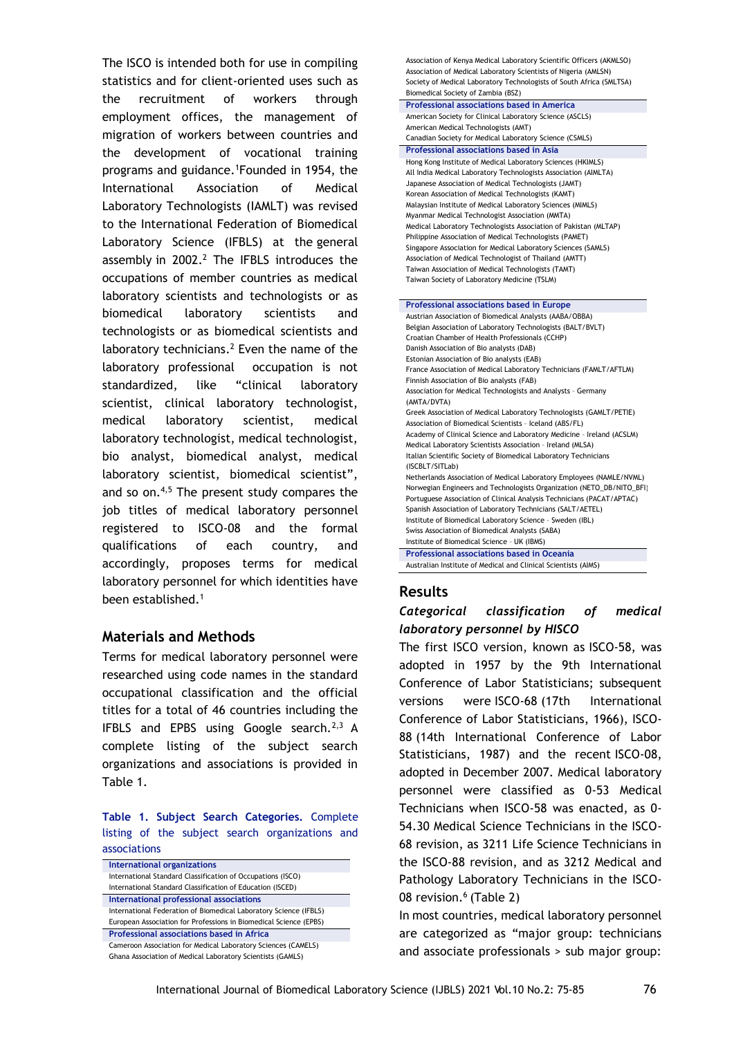The ISCO is intended both for use in compiling statistics and for client-oriented uses such as the recruitment of workers through employment offices, the management of migration of workers between countries and the development of vocational training programs and guidance.[1] Founded in 1954, the International Association of Medical Laboratory Technologists (IAMLT) was revised to the International Federation of Biomedical Laboratory Science (IFBLS) at the general assembly in 2002.[2] The IFBLS introduces the occupations of member countries as medical laboratory scientists and technologists or as biomedical laboratory scientists and technologists or as biomedical scientists and laboratory technicians.[2] Even the name of the laboratory professional occupation is not standardized, like "clinical laboratory scientist, clinical laboratory technologist, medical laboratory scientist, medical laboratory technologist, medical technologist, bio analyst, biomedical analyst, medical laboratory scientist, biomedical scientist", and so on.[4,5] The present study compares the job titles of medical laboratory personnel registered to ISCO-08 and the formal qualifications of each country, and accordingly, proposes terms for medical laboratory personnel for which identities have been established.[1]

## Materials and Methods

Terms for medical laboratory personnel were researched using code names in the standard occupational classification and the official titles for a total of 46 countries including the IFBLS and EPBS using Google search.[2,3] A complete listing of the subject search organizations and associations is provided in Table 1.

**Table 1. Subject Search Categories.** Complete listing of the subject search organizations and associations

| |
|---|
| **International organizations** |
| International Standard Classification of Occupations (ISCO) |
| International Standard Classification of Education (ISCED) |
| **International professional associations** |
| International Federation of Biomedical Laboratory Science (IFBLS) |
| European Association for Professions in Biomedical Science (EPBS) |
| **Professional associations based in Africa** |
| Cameroon Association for Medical Laboratory Sciences (CAMELS) |
| Ghana Association of Medical Laboratory Scientists (GAMLS) |
| Association of Kenya Medical Laboratory Scientific Officers (AKMLSO) |
| Association of Medical Laboratory Scientists of Nigeria (AMLSN) |
| Society of Medical Laboratory Technologists of South Africa (SMLTSA) |
| Biomedical Society of Zambia (BSZ) |
| **Professional associations based in America** |
| American Society for Clinical Laboratory Science (ASCLS) |
| American Medical Technologists (AMT) |
| Canadian Society for Medical Laboratory Science (CSMLS) |
| **Professional associations based in Asia** |
| Hong Kong Institute of Medical Laboratory Sciences (HKIMLS) |
| All India Medical Laboratory Technologists Association (AIMLTA) |
| Japanese Association of Medical Technologists (JAMT) |
| Korean Association of Medical Technologists (KAMT) |
| Malaysian Institute of Medical Laboratory Sciences (MIMLS) |
| Myanmar Medical Technologist Association (MMTA) |
| Medical Laboratory Technologists Association of Pakistan (MLTAP) |
| Philippine Association of Medical Technologists (PAMET) |
| Singapore Association for Medical Laboratory Sciences (SAMLS) |
| Association of Medical Technologist of Thailand (AMTT) |
| Taiwan Association of Medical Technologists (TAMT) |
| Taiwan Society of Laboratory Medicine (TSLM) |
| **Professional associations based in Europe** |
| Austrian Association of Biomedical Analysts (AABA/OBBA) |
| Belgian Association of Laboratory Technologists (BALT/BVLT) |
| Croatian Chamber of Health Professionals (CCHP) |
| Danish Association of Bio analysts (DAB) |
| Estonian Association of Bio analysts (EAB) |
| France Association of Medical Laboratory Technicians (FAMLT/AFTLM) |
| Finnish Association of Bio analysts (FAB) |
| Association for Medical Technologists and Analysts - Germany (AMTA/DVTA) |
| Greek Association of Medical Laboratory Technologists (GAMLT/PETIE) |
| Association of Biomedical Scientists - Iceland (ABS/FL) |
| Academy of Clinical Science and Laboratory Medicine - Ireland (ACSLM) |
| Medical Laboratory Scientists Association - Ireland (MLSA) |
| Italian Scientific Society of Biomedical Laboratory Technicians (ISCBLT/SITLab) |
| Netherlands Association of Medical Laboratory Employees (NAMLE/NVML) |
| Norwegian Engineers and Technologists Organization (NETO_DB/NITO_BFI) |
| Portuguese Association of Clinical Analysis Technicians (PACAT/APTAC) |
| Spanish Association of Laboratory Technicians (SALT/AETEL) |
| Institute of Biomedical Laboratory Science - Sweden (IBL) |
| Swiss Association of Biomedical Analysts (SABA) |
| Institute of Biomedical Science - UK (IBMS) |
| **Professional associations based in Oceania** |
| Australian Institute of Medical and Clinical Scientists (AIMS) |

## Results

### *Categorical classification of medical laboratory personnel by HISCO*

The first ISCO version, known as ISCO-58, was adopted in 1957 by the 9th International Conference of Labor Statisticians; subsequent versions were ISCO-68 (17th International Conference of Labor Statisticians, 1966), ISCO-88 (14th International Conference of Labor Statisticians, 1987) and the recent ISCO-08, adopted in December 2007. Medical laboratory personnel were classified as 0-53 Medical Technicians when ISCO-58 was enacted, as 0-54.30 Medical Science Technicians in the ISCO-68 revision, as 3211 Life Science Technicians in the ISCO-88 revision, and as 3212 Medical and Pathology Laboratory Technicians in the ISCO-08 revision.[6] (Table 2)

In most countries, medical laboratory personnel are categorized as "major group: technicians and associate professionals > sub major group: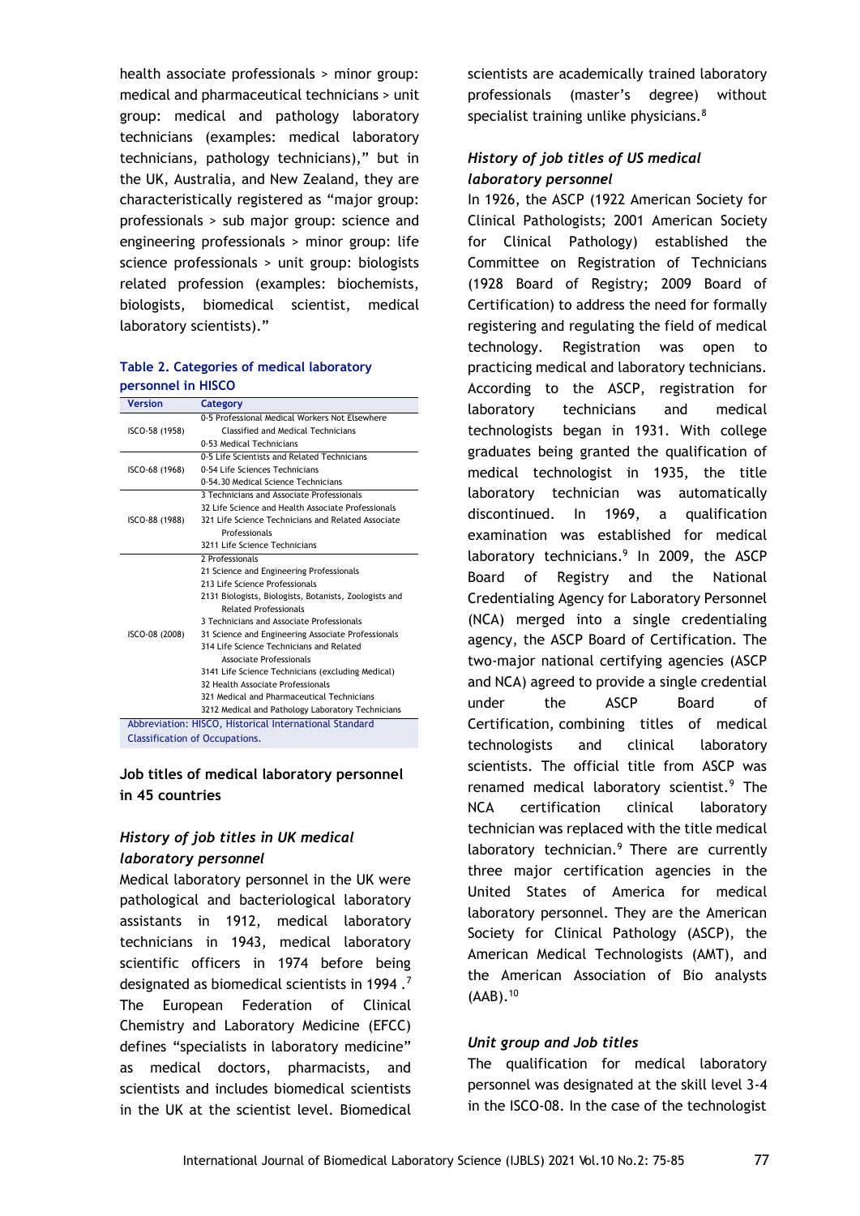health associate professionals > minor group: medical and pharmaceutical technicians > unit group: medical and pathology laboratory technicians (examples: medical laboratory technicians, pathology technicians)," but in the UK, Australia, and New Zealand, they are characteristically registered as "major group: professionals > sub major group: science and engineering professionals > minor group: life science professionals > unit group: biologists related profession (examples: biochemists, biologists, biomedical scientist, medical laboratory scientists)."

**Table 2. Categories of medical laboratory personnel in HISCO**

| Version | Category |
|---|---|
| ISCO-58 (1958) | 0-5 Professional Medical Workers Not Elsewhere Classified and Medical Technicians<br>0-53 Medical Technicians |
| ISCO-68 (1968) | 0-5 Life Scientists and Related Technicians<br>0-54 Life Sciences Technicians<br>0-54.30 Medical Science Technicians |
| ISCO-88 (1988) | 3 Technicians and Associate Professionals<br>32 Life Science and Health Associate Professionals<br>321 Life Science Technicians and Related Associate Professionals<br>3211 Life Science Technicians |
| ISCO-08 (2008) | 2 Professionals<br>21 Science and Engineering Professionals<br>213 Life Science Professionals<br>2131 Biologists, Biologists, Botanists, Zoologists and Related Professionals<br>3 Technicians and Associate Professionals<br>31 Science and Engineering Associate Professionals<br>314 Life Science Technicians and Related Associate Professionals<br>3141 Life Science Technicians (excluding Medical)<br>32 Health Associate Professionals<br>321 Medical and Pharmaceutical Technicians<br>3212 Medical and Pathology Laboratory Technicians |

Abbreviation: HISCO, Historical International Standard Classification of Occupations.

## Job titles of medical laboratory personnel in 45 countries

### *History of job titles in UK medical laboratory personnel*

Medical laboratory personnel in the UK were pathological and bacteriological laboratory assistants in 1912, medical laboratory technicians in 1943, medical laboratory scientific officers in 1974 before being designated as biomedical scientists in 1994 .[7] The European Federation of Clinical Chemistry and Laboratory Medicine (EFCC) defines "specialists in laboratory medicine" as medical doctors, pharmacists, and scientists and includes biomedical scientists in the UK at the scientist level. Biomedical scientists are academically trained laboratory professionals (master's degree) without specialist training unlike physicians.[8]

### *History of job titles of US medical laboratory personnel*

In 1926, the ASCP (1922 American Society for Clinical Pathologists; 2001 American Society for Clinical Pathology) established the Committee on Registration of Technicians (1928 Board of Registry; 2009 Board of Certification) to address the need for formally registering and regulating the field of medical technology. Registration was open to practicing medical and laboratory technicians. According to the ASCP, registration for laboratory technicians and medical technologists began in 1931. With college graduates being granted the qualification of medical technologist in 1935, the title laboratory technician was automatically discontinued. In 1969, a qualification examination was established for medical laboratory technicians.[9] In 2009, the ASCP Board of Registry and the National Credentialing Agency for Laboratory Personnel (NCA) merged into a single credentialing agency, the ASCP Board of Certification. The two-major national certifying agencies (ASCP and NCA) agreed to provide a single credential under the ASCP Board of Certification, combining titles of medical technologists and clinical laboratory scientists. The official title from ASCP was renamed medical laboratory scientist.[9] The NCA certification clinical laboratory technician was replaced with the title medical laboratory technician.[9] There are currently three major certification agencies in the United States of America for medical laboratory personnel. They are the American Society for Clinical Pathology (ASCP), the American Medical Technologists (AMT), and the American Association of Bio analysts (AAB).[10]

### *Unit group and Job titles*

The qualification for medical laboratory personnel was designated at the skill level 3-4 in the ISCO-08. In the case of the technologist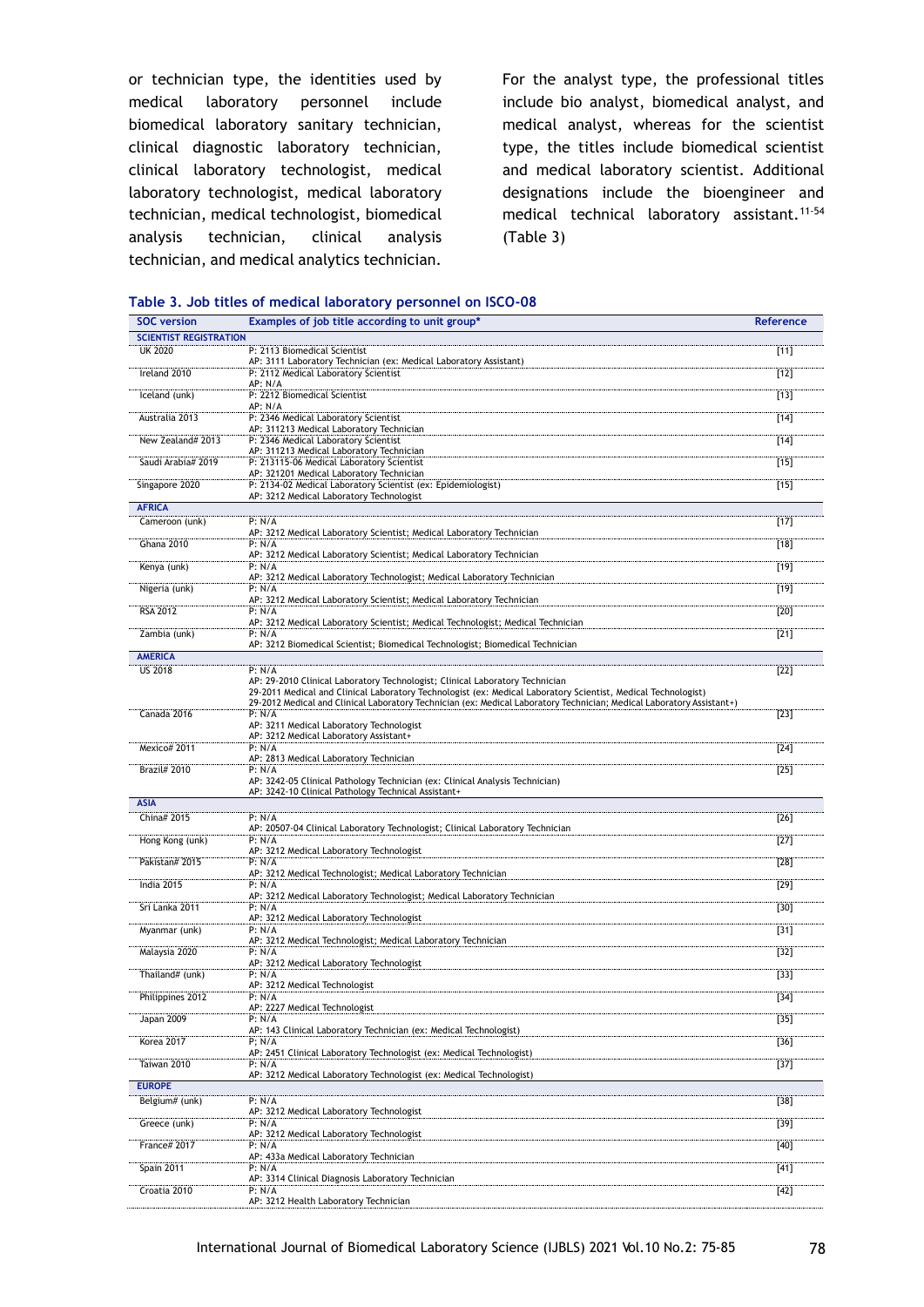or technician type, the identities used by medical laboratory personnel include biomedical laboratory sanitary technician, clinical diagnostic laboratory technician, clinical laboratory technologist, medical laboratory technologist, medical laboratory technician, medical technologist, biomedical analysis technician, clinical analysis technician, and medical analytics technician.

For the analyst type, the professional titles include bio analyst, biomedical analyst, and medical analyst, whereas for the scientist type, the titles include biomedical scientist and medical laboratory scientist. Additional designations include the bioengineer and medical technical laboratory assistant.[11-54] (Table 3)

**Table 3. Job titles of medical laboratory personnel on ISCO-08**

| SOC version | Examples of job title according to unit group* | Reference |
|---|---|---|
| **SCIENTIST REGISTRATION** | | |
| UK 2020 | P: 2113 Biomedical Scientist<br>AP: 3111 Laboratory Technician (ex: Medical Laboratory Assistant) | [11] |
| Ireland 2010 | P: 2112 Medical Laboratory Scientist<br>AP: N/A | [12] |
| Iceland (unk) | P: 2212 Biomedical Scientist<br>AP: N/A | [13] |
| Australia 2013 | P: 2346 Medical Laboratory Scientist<br>AP: 311213 Medical Laboratory Technician | [14] |
| New Zealand# 2013 | P: 2346 Medical Laboratory Scientist<br>AP: 311213 Medical Laboratory Technician | [14] |
| Saudi Arabia# 2019 | P: 213115-06 Medical Laboratory Scientist<br>AP: 321201 Medical Laboratory Technician | [15] |
| Singapore 2020 | P: 2134-02 Medical Laboratory Scientist (ex: Epidemiologist)<br>AP: 3212 Medical Laboratory Technologist | [15] |
| **AFRICA** | | |
| Cameroon (unk) | P: N/A<br>AP: 3212 Medical Laboratory Scientist; Medical Laboratory Technician | [17] |
| Ghana 2010 | P: N/A<br>AP: 3212 Medical Laboratory Scientist; Medical Laboratory Technician | [18] |
| Kenya (unk) | P: N/A<br>AP: 3212 Medical Laboratory Technologist; Medical Laboratory Technician | [19] |
| Nigeria (unk) | P: N/A<br>AP: 3212 Medical Laboratory Scientist; Medical Laboratory Technician | [19] |
| RSA 2012 | P: N/A<br>AP: 3212 Medical Laboratory Scientist; Medical Technologist; Medical Technician | [20] |
| Zambia (unk) | P: N/A<br>AP: 3212 Biomedical Scientist; Biomedical Technologist; Biomedical Technician | [21] |
| **AMERICA** | | |
| US 2018 | P: N/A<br>AP: 29-2010 Clinical Laboratory Technologist; Clinical Laboratory Technician<br>29-2011 Medical and Clinical Laboratory Technologist (ex: Medical Laboratory Scientist, Medical Technologist)<br>29-2012 Medical and Clinical Laboratory Technician (ex: Medical Laboratory Technician; Medical Laboratory Assistant+) | [22] |
| Canada 2016 | P: N/A<br>AP: 3211 Medical Laboratory Technologist<br>AP: 3212 Medical Laboratory Assistant+ | [23] |
| Mexico# 2011 | P: N/A<br>AP: 2813 Medical Laboratory Technician | [24] |
| Brazil# 2010 | P: N/A<br>AP: 3242-05 Clinical Pathology Technician (ex: Clinical Analysis Technician)<br>AP: 3242-10 Clinical Pathology Technical Assistant+ | [25] |
| **ASIA** | | |
| China# 2015 | P: N/A<br>AP: 20507-04 Clinical Laboratory Technologist; Clinical Laboratory Technician | [26] |
| Hong Kong (unk) | P: N/A<br>AP: 3212 Medical Laboratory Technologist | [27] |
| Pakistan# 2015 | P: N/A<br>AP: 3212 Medical Technologist; Medical Laboratory Technician | [28] |
| India 2015 | P: N/A<br>AP: 3212 Medical Laboratory Technologist; Medical Laboratory Technician | [29] |
| Sri Lanka 2011 | P: N/A<br>AP: 3212 Medical Laboratory Technologist | [30] |
| Myanmar (unk) | P: N/A<br>AP: 3212 Medical Technologist; Medical Laboratory Technician | [31] |
| Malaysia 2020 | P: N/A<br>AP: 3212 Medical Laboratory Technologist | [32] |
| Thailand# (unk) | P: N/A<br>AP: 3212 Medical Technologist | [33] |
| Philippines 2012 | P: N/A<br>AP: 2227 Medical Technologist | [34] |
| Japan 2009 | P: N/A<br>AP: 143 Clinical Laboratory Technician (ex: Medical Technologist) | [35] |
| Korea 2017 | P; N/A<br>AP: 2451 Clinical Laboratory Technologist (ex: Medical Technologist) | [36] |
| Taiwan 2010 | P: N/A<br>AP: 3212 Medical Laboratory Technologist (ex: Medical Technologist) | [37] |
| **EUROPE** | | |
| Belgium# (unk) | P: N/A<br>AP: 3212 Medical Laboratory Technologist | [38] |
| Greece (unk) | P: N/A<br>AP: 3212 Medical Laboratory Technologist | [39] |
| France# 2017 | P: N/A<br>AP: 433a Medical Laboratory Technician | [40] |
| Spain 2011 | P: N/A<br>AP: 3314 Clinical Diagnosis Laboratory Technician | [41] |
| Croatia 2010 | P: N/A<br>AP: 3212 Health Laboratory Technician | [42] |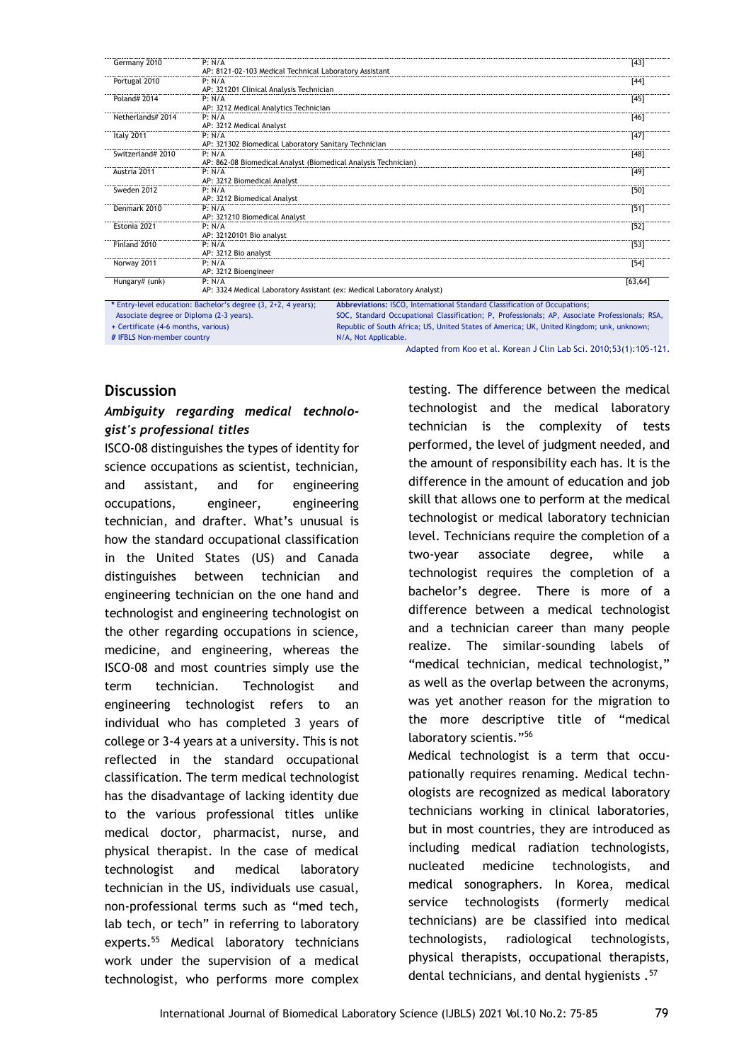| | | |
|---|---|---|
| Germany 2010 | P: N/A<br>AP: 8121-02-103 Medical Technical Laboratory Assistant | [43] |
| Portugal 2010 | P: N/A<br>AP: 321201 Clinical Analysis Technician | [44] |
| Poland# 2014 | P: N/A<br>AP: 3212 Medical Analytics Technician | [45] |
| Netherlands# 2014 | P: N/A<br>AP: 3212 Medical Analyst | [46] |
| Italy 2011 | P: N/A<br>AP: 321302 Biomedical Laboratory Sanitary Technician | [47] |
| Switzerland# 2010 | P: N/A<br>AP: 862-08 Biomedical Analyst (Biomedical Analysis Technician) | [48] |
| Austria 2011 | P: N/A<br>AP: 3212 Biomedical Analyst | [49] |
| Sweden 2012 | P: N/A<br>AP: 3212 Biomedical Analyst | [50] |
| Denmark 2010 | P: N/A<br>AP: 321210 Biomedical Analyst | [51] |
| Estonia 2021 | P: N/A<br>AP: 32120101 Bio analyst | [52] |
| Finland 2010 | P: N/A<br>AP: 3212 Bio analyst | [53] |
| Norway 2011 | P: N/A<br>AP: 3212 Bioengineer | [54] |
| Hungary# (unk) | P: N/A<br>AP: 3324 Medical Laboratory Assistant (ex: Medical Laboratory Analyst) | [63,64] |

* Entry-level education: Bachelor's degree (3, 2+2, 4 years); Associate degree or Diploma (2-3 years).
+ Certificate (4-6 months, various)
# IFBLS Non-member country

**Abbreviations:** ISCO, International Standard Classification of Occupations; SOC, Standard Occupational Classification; P, Professionals; AP, Associate Professionals; RSA, Republic of South Africa; US, United States of America; UK, United Kingdom; unk, unknown; N/A, Not Applicable.

Adapted from Koo et al. Korean J Clin Lab Sci. 2010;53(1):105-121.

## Discussion

### *Ambiguity regarding medical technologist's professional titles*

ISCO-08 distinguishes the types of identity for science occupations as scientist, technician, and assistant, and for engineering occupations, engineer, engineering technician, and drafter. What's unusual is how the standard occupational classification in the United States (US) and Canada distinguishes between technician and engineering technician on the one hand and technologist and engineering technologist on the other regarding occupations in science, medicine, and engineering, whereas the ISCO-08 and most countries simply use the term technician. Technologist and engineering technologist refers to an individual who has completed 3 years of college or 3-4 years at a university. This is not reflected in the standard occupational classification. The term medical technologist has the disadvantage of lacking identity due to the various professional titles unlike medical doctor, pharmacist, nurse, and physical therapist. In the case of medical technologist and medical laboratory technician in the US, individuals use casual, non-professional terms such as "med tech, lab tech, or tech" in referring to laboratory experts.[55] Medical laboratory technicians work under the supervision of a medical technologist, who performs more complex testing. The difference between the medical technologist and the medical laboratory technician is the complexity of tests performed, the level of judgment needed, and the amount of responsibility each has. It is the difference in the amount of education and job skill that allows one to perform at the medical technologist or medical laboratory technician level. Technicians require the completion of a two-year associate degree, while a technologist requires the completion of a bachelor's degree. There is more of a difference between a medical technologist and a technician career than many people realize. The similar-sounding labels of "medical technician, medical technologist," as well as the overlap between the acronyms, was yet another reason for the migration to the more descriptive title of "medical laboratory scientis."[56]

Medical technologist is a term that occupationally requires renaming. Medical technologists are recognized as medical laboratory technicians working in clinical laboratories, but in most countries, they are introduced as including medical radiation technologists, nucleated medicine technologists, and medical sonographers. In Korea, medical service technologists (formerly medical technicians) are be classified into medical technologists, radiological technologists, physical therapists, occupational therapists, dental technicians, and dental hygienists .[57]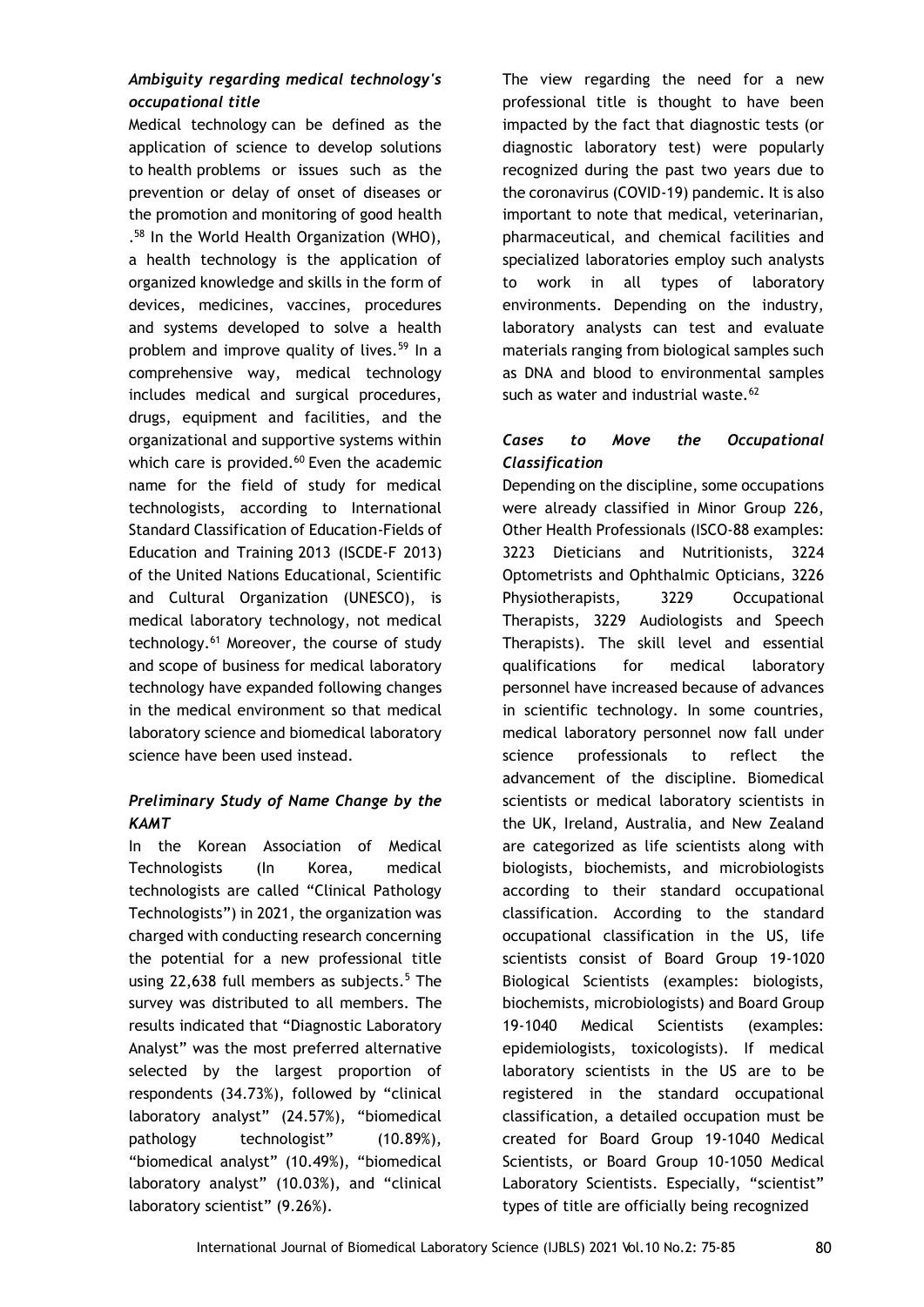### *Ambiguity regarding medical technology's occupational title*

Medical technology can be defined as the application of science to develop solutions to health problems or issues such as the prevention or delay of onset of diseases or the promotion and monitoring of good health .[58] In the World Health Organization (WHO), a health technology is the application of organized knowledge and skills in the form of devices, medicines, vaccines, procedures and systems developed to solve a health problem and improve quality of lives.[59] In a comprehensive way, medical technology includes medical and surgical procedures, drugs, equipment and facilities, and the organizational and supportive systems within which care is provided.[60] Even the academic name for the field of study for medical technologists, according to International Standard Classification of Education-Fields of Education and Training 2013 (ISCDE-F 2013) of the United Nations Educational, Scientific and Cultural Organization (UNESCO), is medical laboratory technology, not medical technology.[61] Moreover, the course of study and scope of business for medical laboratory technology have expanded following changes in the medical environment so that medical laboratory science and biomedical laboratory science have been used instead.

### *Preliminary Study of Name Change by the KAMT*

In the Korean Association of Medical Technologists (In Korea, medical technologists are called "Clinical Pathology Technologists") in 2021, the organization was charged with conducting research concerning the potential for a new professional title using 22,638 full members as subjects.[5] The survey was distributed to all members. The results indicated that "Diagnostic Laboratory Analyst" was the most preferred alternative selected by the largest proportion of respondents (34.73%), followed by "clinical laboratory analyst" (24.57%), "biomedical pathology technologist" (10.89%), "biomedical analyst" (10.49%), "biomedical laboratory analyst" (10.03%), and "clinical laboratory scientist" (9.26%).

The view regarding the need for a new professional title is thought to have been impacted by the fact that diagnostic tests (or diagnostic laboratory test) were popularly recognized during the past two years due to the coronavirus (COVID-19) pandemic. It is also important to note that medical, veterinarian, pharmaceutical, and chemical facilities and specialized laboratories employ such analysts to work in all types of laboratory environments. Depending on the industry, laboratory analysts can test and evaluate materials ranging from biological samples such as DNA and blood to environmental samples such as water and industrial waste.[62]

### *Cases to Move the Occupational Classification*

Depending on the discipline, some occupations were already classified in Minor Group 226, Other Health Professionals (ISCO-88 examples: 3223 Dieticians and Nutritionists, 3224 Optometrists and Ophthalmic Opticians, 3226 Physiotherapists, 3229 Occupational Therapists, 3229 Audiologists and Speech Therapists). The skill level and essential qualifications for medical laboratory personnel have increased because of advances in scientific technology. In some countries, medical laboratory personnel now fall under science professionals to reflect the advancement of the discipline. Biomedical scientists or medical laboratory scientists in the UK, Ireland, Australia, and New Zealand are categorized as life scientists along with biologists, biochemists, and microbiologists according to their standard occupational classification. According to the standard occupational classification in the US, life scientists consist of Board Group 19-1020 Biological Scientists (examples: biologists, biochemists, microbiologists) and Board Group 19-1040 Medical Scientists (examples: epidemiologists, toxicologists). If medical laboratory scientists in the US are to be registered in the standard occupational classification, a detailed occupation must be created for Board Group 19-1040 Medical Scientists, or Board Group 10-1050 Medical Laboratory Scientists. Especially, "scientist" types of title are officially being recognized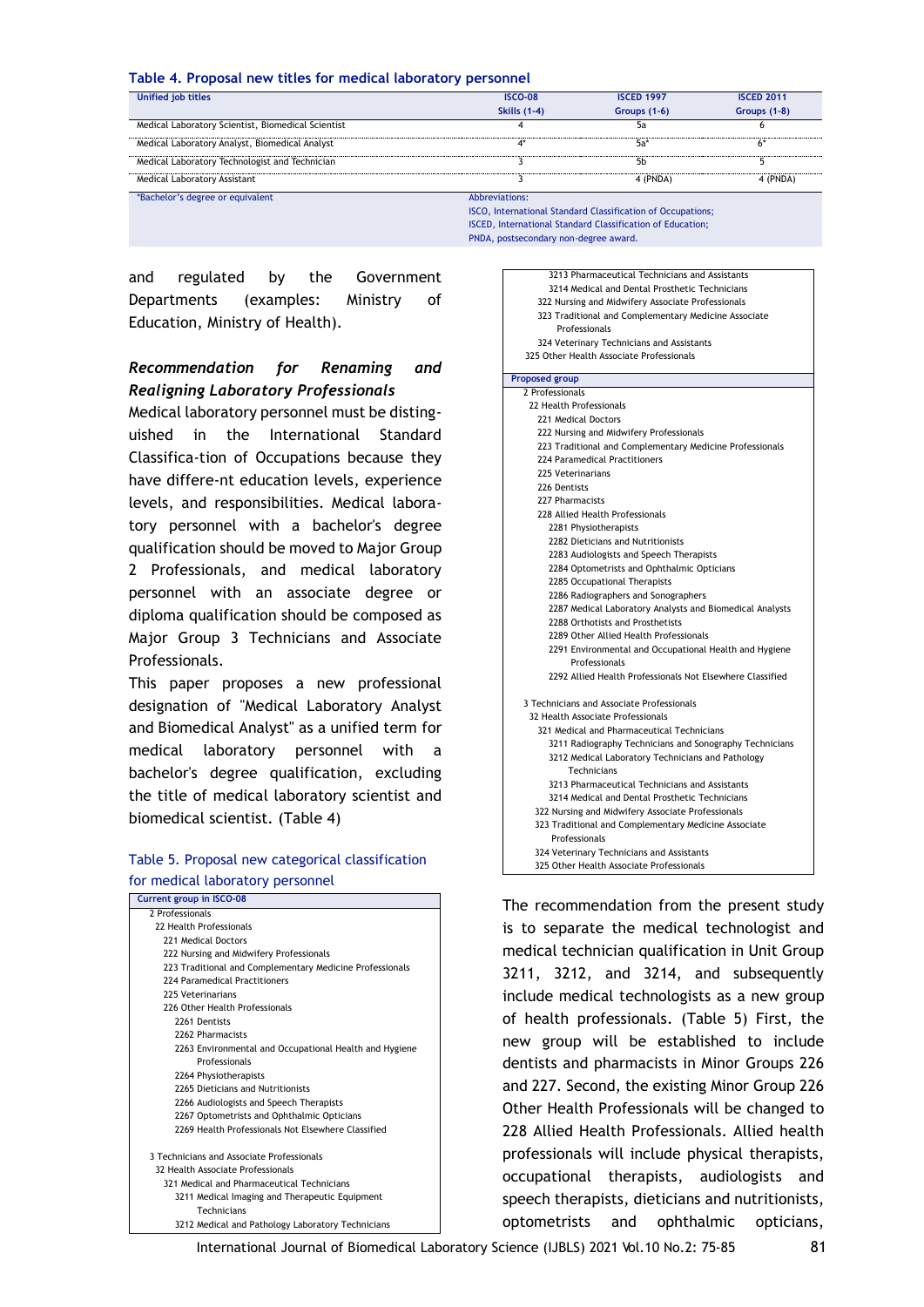**Table 4. Proposal new titles for medical laboratory personnel**

| Unified job titles | ISCO-08 Skills (1-4) | ISCED 1997 Groups (1-6) | ISCED 2011 Groups (1-8) |
|---|---|---|---|
| Medical Laboratory Scientist, Biomedical Scientist | 4 | 5a | 6 |
| Medical Laboratory Analyst, Biomedical Analyst | 4* | 5a* | 6* |
| Medical Laboratory Technologist and Technician | 3 | 5b | 5 |
| Medical Laboratory Assistant | 3 | 4 (PNDA) | 4 (PNDA) |

*Bachelor's degree or equivalent

Abbreviations:
ISCO, International Standard Classification of Occupations;
ISCED, International Standard Classification of Education;
PNDA, postsecondary non-degree award.

and regulated by the Government Departments (examples: Ministry of Education, Ministry of Health).

### *Recommendation for Renaming and Realigning Laboratory Professionals*

Medical laboratory personnel must be disting-uished in the International Standard Classifica-tion of Occupations because they have differe-nt education levels, experience levels, and responsibilities. Medical labora-tory personnel with a bachelor's degree qualification should be moved to Major Group 2 Professionals, and medical laboratory personnel with an associate degree or diploma qualification should be composed as Major Group 3 Technicians and Associate Professionals.

This paper proposes a new professional designation of "Medical Laboratory Analyst and Biomedical Analyst" as a unified term for medical laboratory personnel with a bachelor's degree qualification, excluding the title of medical laboratory scientist and biomedical scientist. (Table 4)

**Table 5. Proposal new categorical classification for medical laboratory personnel**

| Current group in ISCO-08 |
|---|
| 2 Professionals |
| 22 Health Professionals |
| 221 Medical Doctors |
| 222 Nursing and Midwifery Professionals |
| 223 Traditional and Complementary Medicine Professionals |
| 224 Paramedical Practitioners |
| 225 Veterinarians |
| 226 Other Health Professionals |
| 2261 Dentists |
| 2262 Pharmacists |
| 2263 Environmental and Occupational Health and Hygiene Professionals |
| 2264 Physiotherapists |
| 2265 Dieticians and Nutritionists |
| 2266 Audiologists and Speech Therapists |
| 2267 Optometrists and Ophthalmic Opticians |
| 2269 Health Professionals Not Elsewhere Classified |
| |
| 3 Technicians and Associate Professionals |
| 32 Health Associate Professionals |
| 321 Medical and Pharmaceutical Technicians |
| 3211 Medical Imaging and Therapeutic Equipment Technicians |
| 3212 Medical and Pathology Laboratory Technicians |
| 3213 Pharmaceutical Technicians and Assistants |
| 3214 Medical and Dental Prosthetic Technicians |
| 322 Nursing and Midwifery Associate Professionals |
| 323 Traditional and Complementary Medicine Associate Professionals |
| 324 Veterinary Technicians and Assistants |
| 325 Other Health Associate Professionals |
| **Proposed group** |
| 2 Professionals |
| 22 Health Professionals |
| 221 Medical Doctors |
| 222 Nursing and Midwifery Professionals |
| 223 Traditional and Complementary Medicine Professionals |
| 224 Paramedical Practitioners |
| 225 Veterinarians |
| 226 Dentists |
| 227 Pharmacists |
| 228 Allied Health Professionals |
| 2281 Physiotherapists |
| 2282 Dieticians and Nutritionists |
| 2283 Audiologists and Speech Therapists |
| 2284 Optometrists and Ophthalmic Opticians |
| 2285 Occupational Therapists |
| 2286 Radiographers and Sonographers |
| 2287 Medical Laboratory Analysts and Biomedical Analysts |
| 2288 Orthotists and Prosthetists |
| 2289 Other Allied Health Professionals |
| 2291 Environmental and Occupational Health and Hygiene Professionals |
| 2292 Allied Health Professionals Not Elsewhere Classified |
| |
| 3 Technicians and Associate Professionals |
| 32 Health Associate Professionals |
| 321 Medical and Pharmaceutical Technicians |
| 3211 Radiography Technicians and Sonography Technicians |
| 3212 Medical Laboratory Technicians and Pathology Technicians |
| 3213 Pharmaceutical Technicians and Assistants |
| 3214 Medical and Dental Prosthetic Technicians |
| 322 Nursing and Midwifery Associate Professionals |
| 323 Traditional and Complementary Medicine Associate Professionals |
| 324 Veterinary Technicians and Assistants |
| 325 Other Health Associate Professionals |

The recommendation from the present study is to separate the medical technologist and medical technician qualification in Unit Group 3211, 3212, and 3214, and subsequently include medical technologists as a new group of health professionals. (Table 5) First, the new group will be established to include dentists and pharmacists in Minor Groups 226 and 227. Second, the existing Minor Group 226 Other Health Professionals will be changed to 228 Allied Health Professionals. Allied health professionals will include physical therapists, occupational therapists, audiologists and speech therapists, dieticians and nutritionists, optometrists and ophthalmic opticians,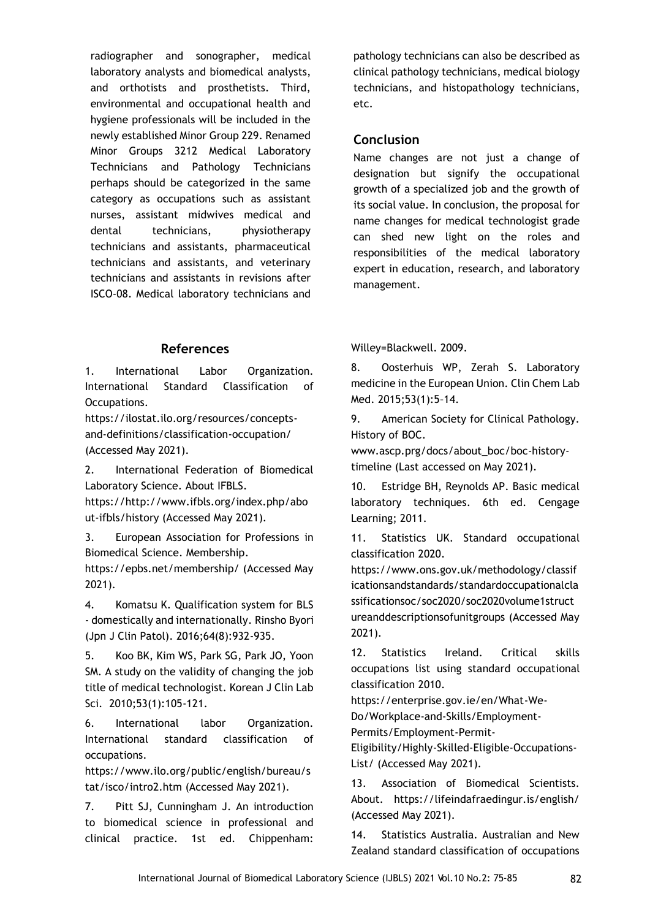radiographer and sonographer, medical laboratory analysts and biomedical analysts, and orthotists and prosthetists. Third, environmental and occupational health and hygiene professionals will be included in the newly established Minor Group 229. Renamed Minor Groups 3212 Medical Laboratory Technicians and Pathology Technicians perhaps should be categorized in the same category as occupations such as assistant nurses, assistant midwives medical and dental technicians, physiotherapy technicians and assistants, pharmaceutical technicians and assistants, and veterinary technicians and assistants in revisions after ISCO-08. Medical laboratory technicians and pathology technicians can also be described as clinical pathology technicians, medical biology technicians, and histopathology technicians, etc.

## Conclusion

Name changes are not just a change of designation but signify the occupational growth of a specialized job and the growth of its social value. In conclusion, the proposal for name changes for medical technologist grade can shed new light on the roles and responsibilities of the medical laboratory expert in education, research, and laboratory management.

## References

1. International Labor Organization. International Standard Classification of Occupations. https://ilostat.ilo.org/resources/concepts-and-definitions/classification-occupation/ (Accessed May 2021).

2. International Federation of Biomedical Laboratory Science. About IFBLS. https://http://www.ifbls.org/index.php/about-ifbls/history (Accessed May 2021).

3. European Association for Professions in Biomedical Science. Membership. https://epbs.net/membership/ (Accessed May 2021).

4. Komatsu K. Qualification system for BLS - domestically and internationally. Rinsho Byori (Jpn J Clin Patol). 2016;64(8):932-935.

5. Koo BK, Kim WS, Park SG, Park JO, Yoon SM. A study on the validity of changing the job title of medical technologist. Korean J Clin Lab Sci. 2010;53(1):105-121.

6. International labor Organization. International standard classification of occupations. https://www.ilo.org/public/english/bureau/stat/isco/intro2.htm (Accessed May 2021).

7. Pitt SJ, Cunningham J. An introduction to biomedical science in professional and clinical practice. 1st ed. Chippenham: Willey=Blackwell. 2009.

8. Oosterhuis WP, Zerah S. Laboratory medicine in the European Union. Clin Chem Lab Med. 2015;53(1):5–14.

9. American Society for Clinical Pathology. History of BOC. www.ascp.prg/docs/about_boc/boc-history-timeline (Last accessed on May 2021).

10. Estridge BH, Reynolds AP. Basic medical laboratory techniques. 6th ed. Cengage Learning; 2011.

11. Statistics UK. Standard occupational classification 2020. https://www.ons.gov.uk/methodology/classificationsandstandards/standardoccupationalclassificationsoc/soc2020/soc2020volume1structureanddescriptionsofunitgroups (Accessed May 2021).

12. Statistics Ireland. Critical skills occupations list using standard occupational classification 2010. https://enterprise.gov.ie/en/What-We-Do/Workplace-and-Skills/Employment-Permits/Employment-Permit-Eligibility/Highly-Skilled-Eligible-Occupations-List/ (Accessed May 2021).

13. Association of Biomedical Scientists. About. https://lifeindafraedingur.is/english/ (Accessed May 2021).

14. Statistics Australia. Australian and New Zealand standard classification of occupations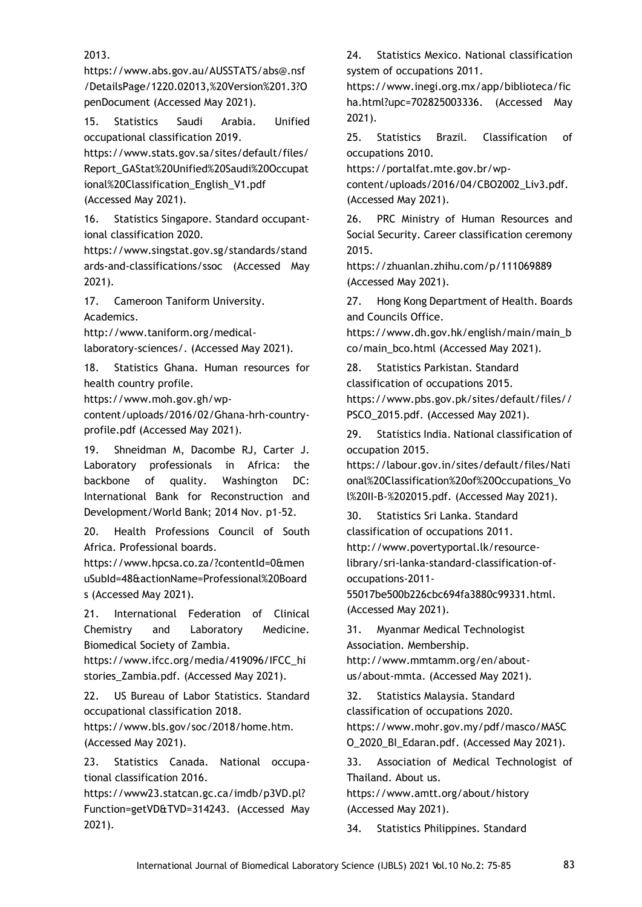2013. https://www.abs.gov.au/AUSSTATS/abs@.nsf/DetailsPage/1220.02013,%20Version%201.3?OpenDocument (Accessed May 2021).

15. Statistics Saudi Arabia. Unified occupational classification 2019. https://www.stats.gov.sa/sites/default/files/Report_GAStat%20Unified%20Saudi%20Occupational%20Classification_English_V1.pdf (Accessed May 2021).

16. Statistics Singapore. Standard occupant-ional classification 2020. https://www.singstat.gov.sg/standards/standards-and-classifications/ssoc (Accessed May 2021).

17. Cameroon Taniform University. Academics. http://www.taniform.org/medical-laboratory-sciences/. (Accessed May 2021).

18. Statistics Ghana. Human resources for health country profile. https://www.moh.gov.gh/wp-content/uploads/2016/02/Ghana-hrh-country-profile.pdf (Accessed May 2021).

19. Shneidman M, Dacombe RJ, Carter J. Laboratory professionals in Africa: the backbone of quality. Washington DC: International Bank for Reconstruction and Development/World Bank; 2014 Nov. p1-52.

20. Health Professions Council of South Africa. Professional boards. https://www.hpcsa.co.za/?contentId=0&menuSubId=48&actionName=Professional%20Boards (Accessed May 2021).

21. International Federation of Clinical Chemistry and Laboratory Medicine. Biomedical Society of Zambia. https://www.ifcc.org/media/419096/IFCC_histories_Zambia.pdf. (Accessed May 2021).

22. US Bureau of Labor Statistics. Standard occupational classification 2018. https://www.bls.gov/soc/2018/home.htm. (Accessed May 2021).

23. Statistics Canada. National occupa-tional classification 2016. https://www23.statcan.gc.ca/imdb/p3VD.pl?Function=getVD&TVD=314243. (Accessed May 2021).

24. Statistics Mexico. National classification system of occupations 2011. https://www.inegi.org.mx/app/biblioteca/ficha.html?upc=702825003336. (Accessed May 2021).

25. Statistics Brazil. Classification of occupations 2010. https://portalfat.mte.gov.br/wp-content/uploads/2016/04/CBO2002_Liv3.pdf. (Accessed May 2021).

26. PRC Ministry of Human Resources and Social Security. Career classification ceremony 2015. https://zhuanlan.zhihu.com/p/111069889 (Accessed May 2021).

27. Hong Kong Department of Health. Boards and Councils Office. https://www.dh.gov.hk/english/main/main_bco/main_bco.html (Accessed May 2021).

28. Statistics Parkistan. Standard classification of occupations 2015. https://www.pbs.gov.pk/sites/default/files//PSCO_2015.pdf. (Accessed May 2021).

29. Statistics India. National classification of occupation 2015. https://labour.gov.in/sites/default/files/National%20Classification%20of%20Occupations_Vol%20II-B-%202015.pdf. (Accessed May 2021).

30. Statistics Sri Lanka. Standard classification of occupations 2011. http://www.povertyportal.lk/resource-library/sri-lanka-standard-classification-of-occupations-2011-55017be500b226cbc694fa3880c99331.html. (Accessed May 2021).

31. Myanmar Medical Technologist Association. Membership. http://www.mmtamm.org/en/about-us/about-mmta. (Accessed May 2021).

32. Statistics Malaysia. Standard classification of occupations 2020. https://www.mohr.gov.my/pdf/masco/MASCO_2020_BI_Edaran.pdf. (Accessed May 2021).

33. Association of Medical Technologist of Thailand. About us. https://www.amtt.org/about/history (Accessed May 2021).

34. Statistics Philippines. Standard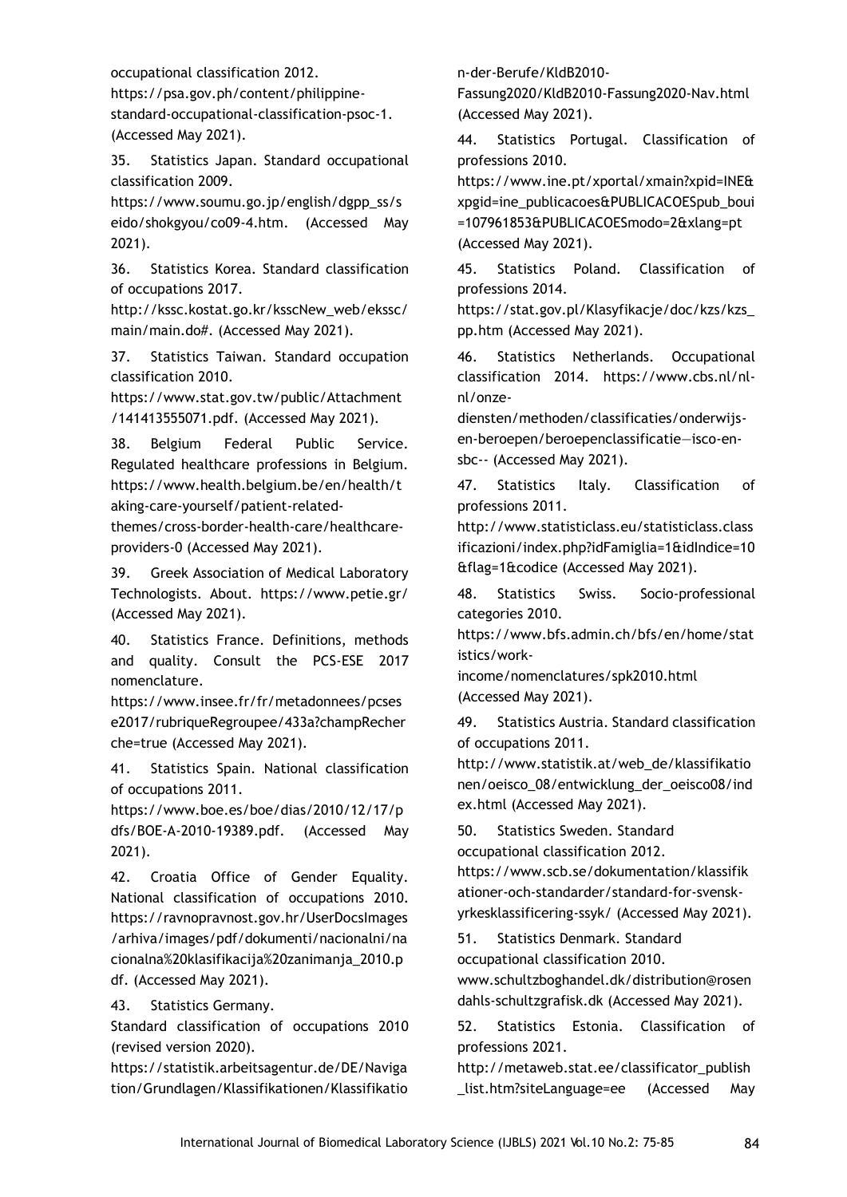occupational classification 2012. https://psa.gov.ph/content/philippine-standard-occupational-classification-psoc-1. (Accessed May 2021).

35. Statistics Japan. Standard occupational classification 2009. https://www.soumu.go.jp/english/dgpp_ss/seido/shokgyou/co09-4.htm. (Accessed May 2021).

36. Statistics Korea. Standard classification of occupations 2017. http://kssc.kostat.go.kr/ksscNew_web/ekssc/main/main.do#. (Accessed May 2021).

37. Statistics Taiwan. Standard occupation classification 2010. https://www.stat.gov.tw/public/Attachment/141413555071.pdf. (Accessed May 2021).

38. Belgium Federal Public Service. Regulated healthcare professions in Belgium. https://www.health.belgium.be/en/health/taking-care-yourself/patient-related-themes/cross-border-health-care/healthcare-providers-0 (Accessed May 2021).

39. Greek Association of Medical Laboratory Technologists. About. https://www.petie.gr/ (Accessed May 2021).

40. Statistics France. Definitions, methods and quality. Consult the PCS-ESE 2017 nomenclature. https://www.insee.fr/fr/metadonnees/pcsese2017/rubriqueRegroupee/433a?champRecherche=true (Accessed May 2021).

41. Statistics Spain. National classification of occupations 2011. https://www.boe.es/boe/dias/2010/12/17/pdfs/BOE-A-2010-19389.pdf. (Accessed May 2021).

42. Croatia Office of Gender Equality. National classification of occupations 2010. https://ravnopravnost.gov.hr/UserDocsImages/arhiva/images/pdf/dokumenti/nacionalni/nacionalna%20klasifikacija%20zanimanja_2010.pdf. (Accessed May 2021).

43. Statistics Germany. Standard classification of occupations 2010 (revised version 2020). https://statistik.arbeitsagentur.de/DE/Navigation/Grundlagen/Klassifikationen/Klassifikation-der-Berufe/KldB2010-Fassung2020/KldB2010-Fassung2020-Nav.html (Accessed May 2021).

44. Statistics Portugal. Classification of professions 2010. https://www.ine.pt/xportal/xmain?xpid=INE&xpgid=ine_publicacoes&PUBLICACOESpub_boui=107961853&PUBLICACOESmodo=2&xlang=pt (Accessed May 2021).

45. Statistics Poland. Classification of professions 2014. https://stat.gov.pl/Klasyfikacje/doc/kzs/kzs_pp.htm (Accessed May 2021).

46. Statistics Netherlands. Occupational classification 2014. https://www.cbs.nl/nl-nl/onze-diensten/methoden/classificaties/onderwijs-en-beroepen/beroepenclassificatie—isco-en-sbc-- (Accessed May 2021).

47. Statistics Italy. Classification of professions 2011. http://www.statisticlass.eu/statisticlass.classificazioni/index.php?idFamiglia=1&idIndice=10&flag=1&codice (Accessed May 2021).

48. Statistics Swiss. Socio-professional categories 2010. https://www.bfs.admin.ch/bfs/en/home/statistics/work-income/nomenclatures/spk2010.html (Accessed May 2021).

49. Statistics Austria. Standard classification of occupations 2011. http://www.statistik.at/web_de/klassifikationen/oeisco_08/entwicklung_der_oeisco08/index.html (Accessed May 2021).

50. Statistics Sweden. Standard occupational classification 2012. https://www.scb.se/dokumentation/klassifikationer-och-standarder/standard-for-svensk-yrkesklassificering-ssyk/ (Accessed May 2021).

51. Statistics Denmark. Standard occupational classification 2010. www.schultzboghandel.dk/distribution@rosendahls-schultzgrafisk.dk (Accessed May 2021).

52. Statistics Estonia. Classification of professions 2021. http://metaweb.stat.ee/classificator_publish_list.htm?siteLanguage=ee (Accessed May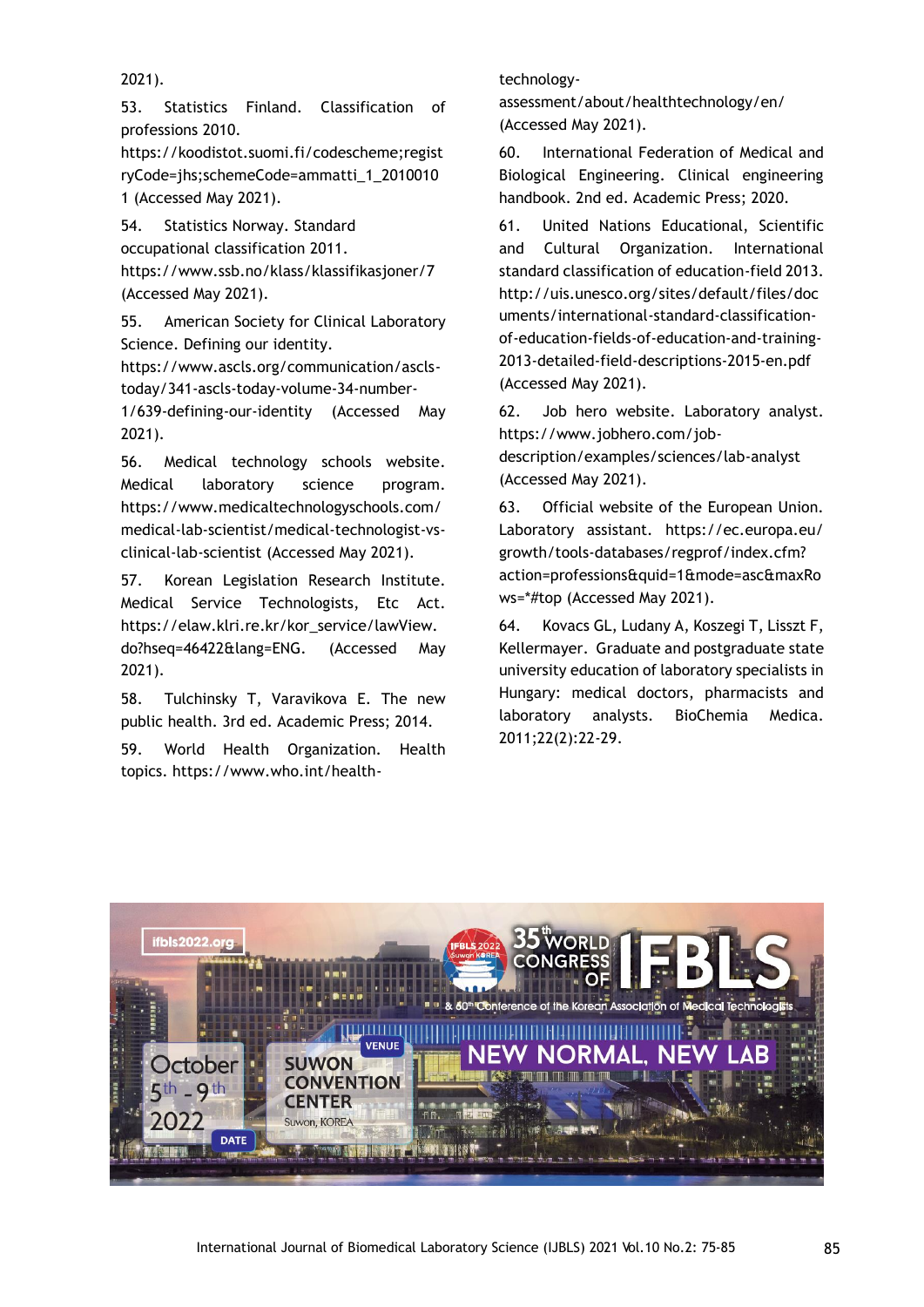2021).

53. Statistics Finland. Classification of professions 2010. https://koodistot.suomi.fi/codescheme;registryCode=jhs;schemeCode=ammatti_1_20100101 (Accessed May 2021).

54. Statistics Norway. Standard occupational classification 2011. https://www.ssb.no/klass/klassifikasjoner/7 (Accessed May 2021).

55. American Society for Clinical Laboratory Science. Defining our identity. https://www.ascls.org/communication/ascls-today/341-ascls-today-volume-34-number-1/639-defining-our-identity (Accessed May 2021).

56. Medical technology schools website. Medical laboratory science program. https://www.medicaltechnologyschools.com/medical-lab-scientist/medical-technologist-vs-clinical-lab-scientist (Accessed May 2021).

57. Korean Legislation Research Institute. Medical Service Technologists, Etc Act. https://elaw.klri.re.kr/kor_service/lawView.do?hseq=46422&lang=ENG. (Accessed May 2021).

58. Tulchinsky T, Varavikova E. The new public health. 3rd ed. Academic Press; 2014.

59. World Health Organization. Health topics. https://www.who.int/health-technology-assessment/about/healthtechnology/en/ (Accessed May 2021).

60. International Federation of Medical and Biological Engineering. Clinical engineering handbook. 2nd ed. Academic Press; 2020.

61. United Nations Educational, Scientific and Cultural Organization. International standard classification of education-field 2013. http://uis.unesco.org/sites/default/files/documents/international-standard-classification-of-education-fields-of-education-and-training-2013-detailed-field-descriptions-2015-en.pdf (Accessed May 2021).

62. Job hero website. Laboratory analyst. https://www.jobhero.com/job-description/examples/sciences/lab-analyst (Accessed May 2021).

63. Official website of the European Union. Laboratory assistant. https://ec.europa.eu/growth/tools-databases/regprof/index.cfm?action=professions&quid=1&mode=asc&maxRows=*#top (Accessed May 2021).

64. Kovacs GL, Ludany A, Koszegi T, Lisszt F, Kellermayer. Graduate and postgraduate state university education of laboratory specialists in Hungary: medical doctors, pharmacists and laboratory analysts. BioChemia Medica. 2011;22(2):22-29.